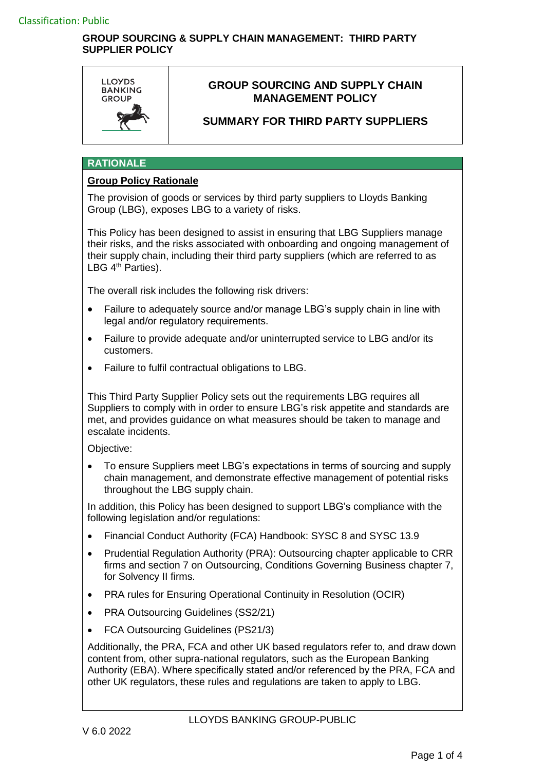Classification: Public

**GROUP SOURCING & SUPPLY CHAIN MANAGEMENT: THIRD PARTY SUPPLIER POLICY**

LLOYDS BANKING GROUP

# GROUP SOURCING AND SUPPLY CHAIN MANAGEMENT POLICY

## SUMMARY FOR THIRD PARTY SUPPLIERS

## RATIONALE

**Group Policy Rationale**

The provision of goods or services by third party suppliers to Lloyds Banking Group (LBG), exposes LBG to a variety of risks.

This Policy has been designed to assist in ensuring that LBG Suppliers manage their risks, and the risks associated with onboarding and ongoing management of their supply chain, including their third party suppliers (which are referred to as LBG 4th Parties).

The overall risk includes the following risk drivers:

- Failure to adequately source and/or manage LBG's supply chain in line with legal and/or regulatory requirements.
- Failure to provide adequate and/or uninterrupted service to LBG and/or its customers.
- Failure to fulfil contractual obligations to LBG.

This Third Party Supplier Policy sets out the requirements LBG requires all Suppliers to comply with in order to ensure LBG's risk appetite and standards are met, and provides guidance on what measures should be taken to manage and escalate incidents.

Objective:

- To ensure Suppliers meet LBG's expectations in terms of sourcing and supply chain management, and demonstrate effective management of potential risks throughout the LBG supply chain.

In addition, this Policy has been designed to support LBG's compliance with the following legislation and/or regulations:

- Financial Conduct Authority (FCA) Handbook: SYSC 8 and SYSC 13.9
- Prudential Regulation Authority (PRA): Outsourcing chapter applicable to CRR firms and section 7 on Outsourcing, Conditions Governing Business chapter 7, for Solvency II firms.
- PRA rules for Ensuring Operational Continuity in Resolution (OCIR)
- PRA Outsourcing Guidelines (SS2/21)
- FCA Outsourcing Guidelines (PS21/3)

Additionally, the PRA, FCA and other UK based regulators refer to, and draw down content from, other supra-national regulators, such as the European Banking Authority (EBA). Where specifically stated and/or referenced by the PRA, FCA and other UK regulators, these rules and regulations are taken to apply to LBG.

LLOYDS BANKING GROUP-PUBLIC

V 6.0 2022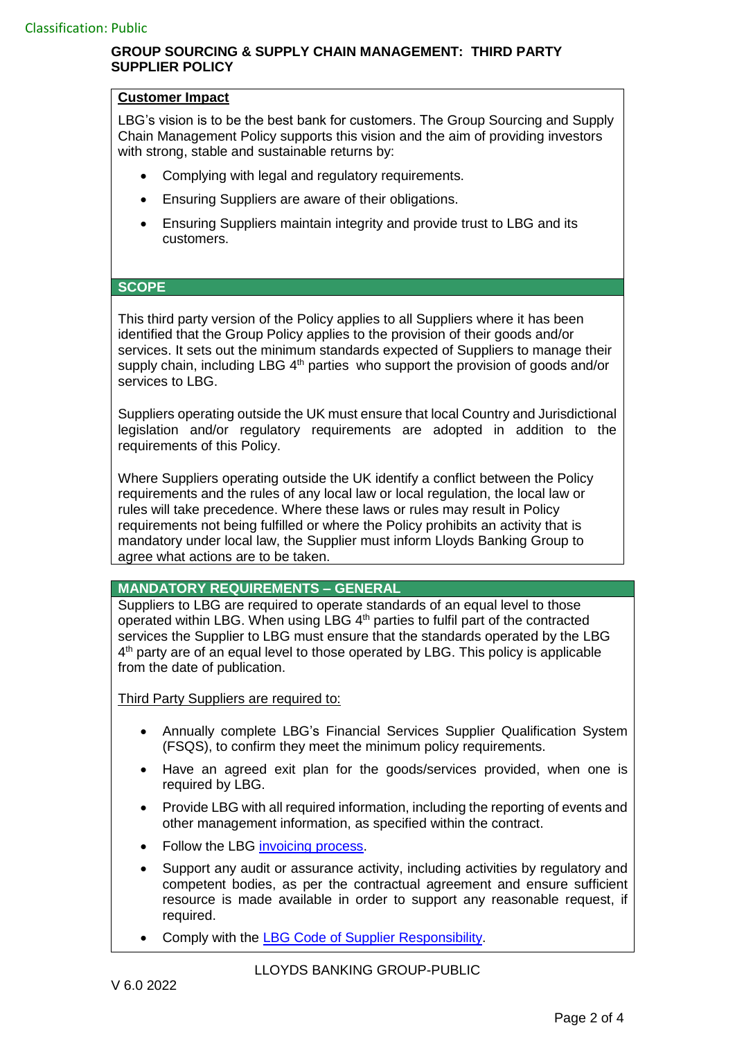## GROUP SOURCING & SUPPLY CHAIN MANAGEMENT: THIRD PARTY SUPPLIER POLICY

**Customer Impact**

LBG's vision is to be the best bank for customers. The Group Sourcing and Supply Chain Management Policy supports this vision and the aim of providing investors with strong, stable and sustainable returns by:

- Complying with legal and regulatory requirements.
- Ensuring Suppliers are aware of their obligations.
- Ensuring Suppliers maintain integrity and provide trust to LBG and its customers.

### SCOPE

This third party version of the Policy applies to all Suppliers where it has been identified that the Group Policy applies to the provision of their goods and/or services. It sets out the minimum standards expected of Suppliers to manage their supply chain, including LBG 4th parties who support the provision of goods and/or services to LBG.

Suppliers operating outside the UK must ensure that local Country and Jurisdictional legislation and/or regulatory requirements are adopted in addition to the requirements of this Policy.

Where Suppliers operating outside the UK identify a conflict between the Policy requirements and the rules of any local law or local regulation, the local law or rules will take precedence. Where these laws or rules may result in Policy requirements not being fulfilled or where the Policy prohibits an activity that is mandatory under local law, the Supplier must inform Lloyds Banking Group to agree what actions are to be taken.

### MANDATORY REQUIREMENTS – GENERAL

Suppliers to LBG are required to operate standards of an equal level to those operated within LBG. When using LBG 4th parties to fulfil part of the contracted services the Supplier to LBG must ensure that the standards operated by the LBG 4th party are of an equal level to those operated by LBG. This policy is applicable from the date of publication.

Third Party Suppliers are required to:

- Annually complete LBG's Financial Services Supplier Qualification System (FSQS), to confirm they meet the minimum policy requirements.
- Have an agreed exit plan for the goods/services provided, when one is required by LBG.
- Provide LBG with all required information, including the reporting of events and other management information, as specified within the contract.
- Follow the LBG invoicing process.
- Support any audit or assurance activity, including activities by regulatory and competent bodies, as per the contractual agreement and ensure sufficient resource is made available in order to support any reasonable request, if required.
- Comply with the LBG Code of Supplier Responsibility.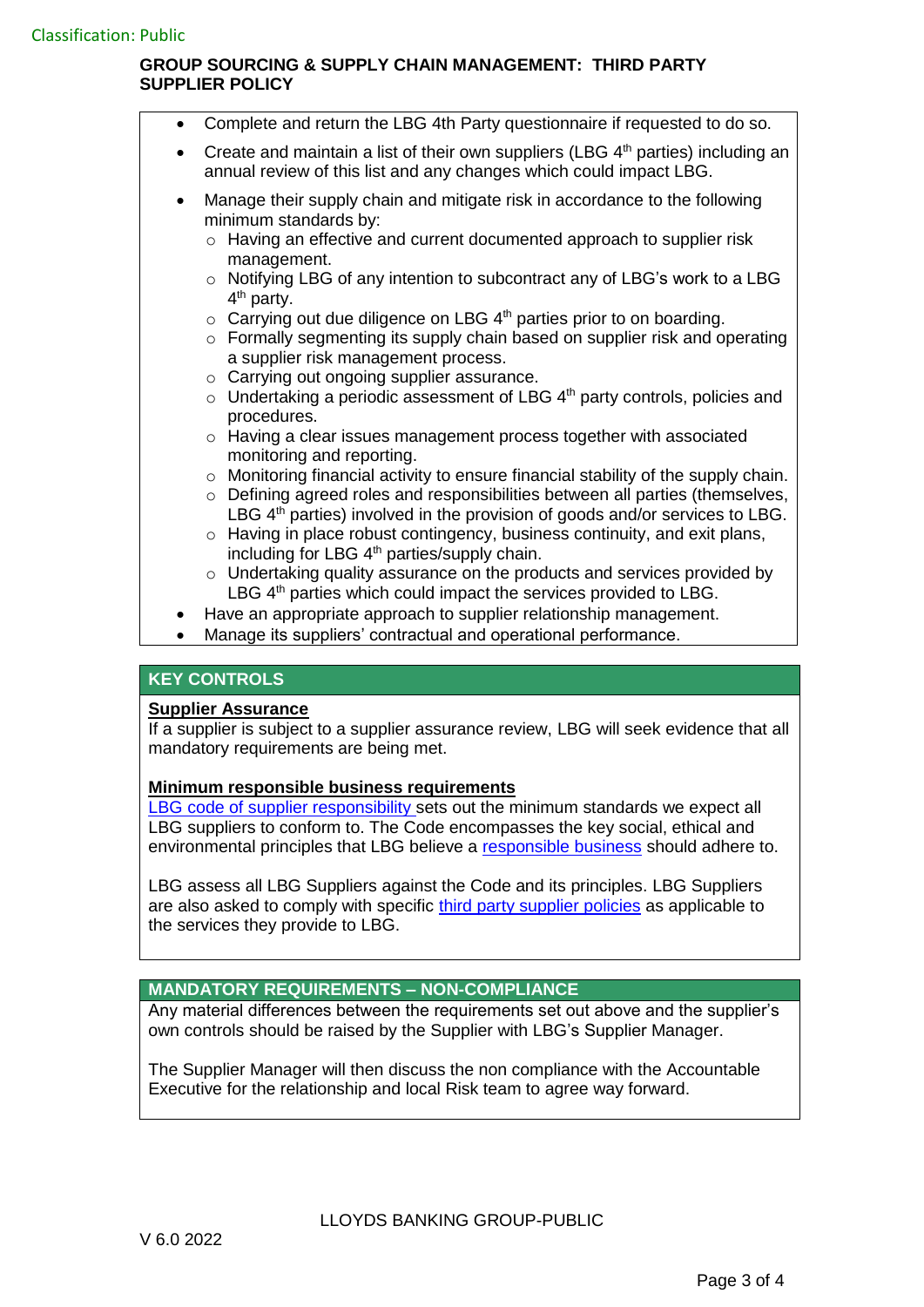- Complete and return the LBG 4th Party questionnaire if requested to do so.
- Create and maintain a list of their own suppliers (LBG 4th parties) including an annual review of this list and any changes which could impact LBG.
- Manage their supply chain and mitigate risk in accordance to the following minimum standards by:
  - Having an effective and current documented approach to supplier risk management.
  - Notifying LBG of any intention to subcontract any of LBG's work to a LBG 4th party.
  - Carrying out due diligence on LBG 4th parties prior to on boarding.
  - Formally segmenting its supply chain based on supplier risk and operating a supplier risk management process.
  - Carrying out ongoing supplier assurance.
  - Undertaking a periodic assessment of LBG 4th party controls, policies and procedures.
  - Having a clear issues management process together with associated monitoring and reporting.
  - Monitoring financial activity to ensure financial stability of the supply chain.
  - Defining agreed roles and responsibilities between all parties (themselves, LBG 4th parties) involved in the provision of goods and/or services to LBG.
  - Having in place robust contingency, business continuity, and exit plans, including for LBG 4th parties/supply chain.
  - Undertaking quality assurance on the products and services provided by LBG 4th parties which could impact the services provided to LBG.
- Have an appropriate approach to supplier relationship management.
- Manage its suppliers' contractual and operational performance.

## KEY CONTROLS

**Supplier Assurance**

If a supplier is subject to a supplier assurance review, LBG will seek evidence that all mandatory requirements are being met.

**Minimum responsible business requirements**

LBG code of supplier responsibility sets out the minimum standards we expect all LBG suppliers to conform to. The Code encompasses the key social, ethical and environmental principles that LBG believe a responsible business should adhere to.

LBG assess all LBG Suppliers against the Code and its principles. LBG Suppliers are also asked to comply with specific third party supplier policies as applicable to the services they provide to LBG.

## MANDATORY REQUIREMENTS – NON-COMPLIANCE

Any material differences between the requirements set out above and the supplier's own controls should be raised by the Supplier with LBG's Supplier Manager.

The Supplier Manager will then discuss the non compliance with the Accountable Executive for the relationship and local Risk team to agree way forward.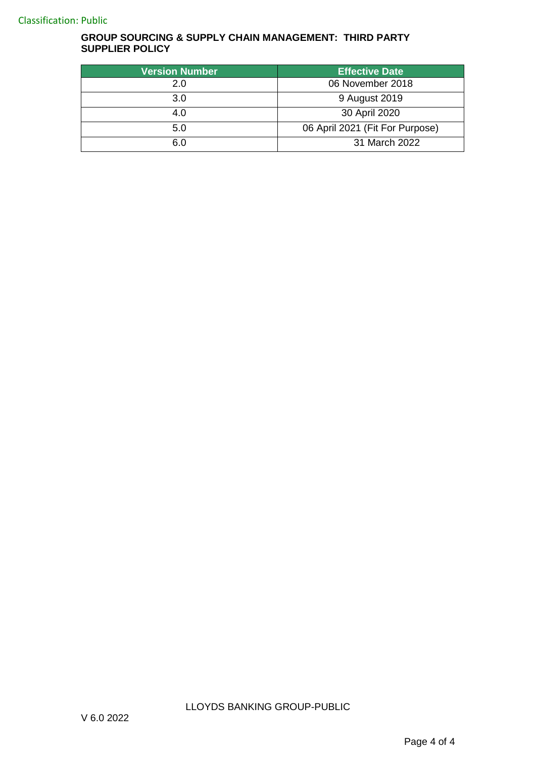**GROUP SOURCING & SUPPLY CHAIN MANAGEMENT: THIRD PARTY SUPPLIER POLICY**

| Version Number | Effective Date |
|---|---|
| 2.0 | 06 November 2018 |
| 3.0 | 9 August 2019 |
| 4.0 | 30 April 2020 |
| 5.0 | 06 April 2021 (Fit For Purpose) |
| 6.0 | 31 March 2022 |